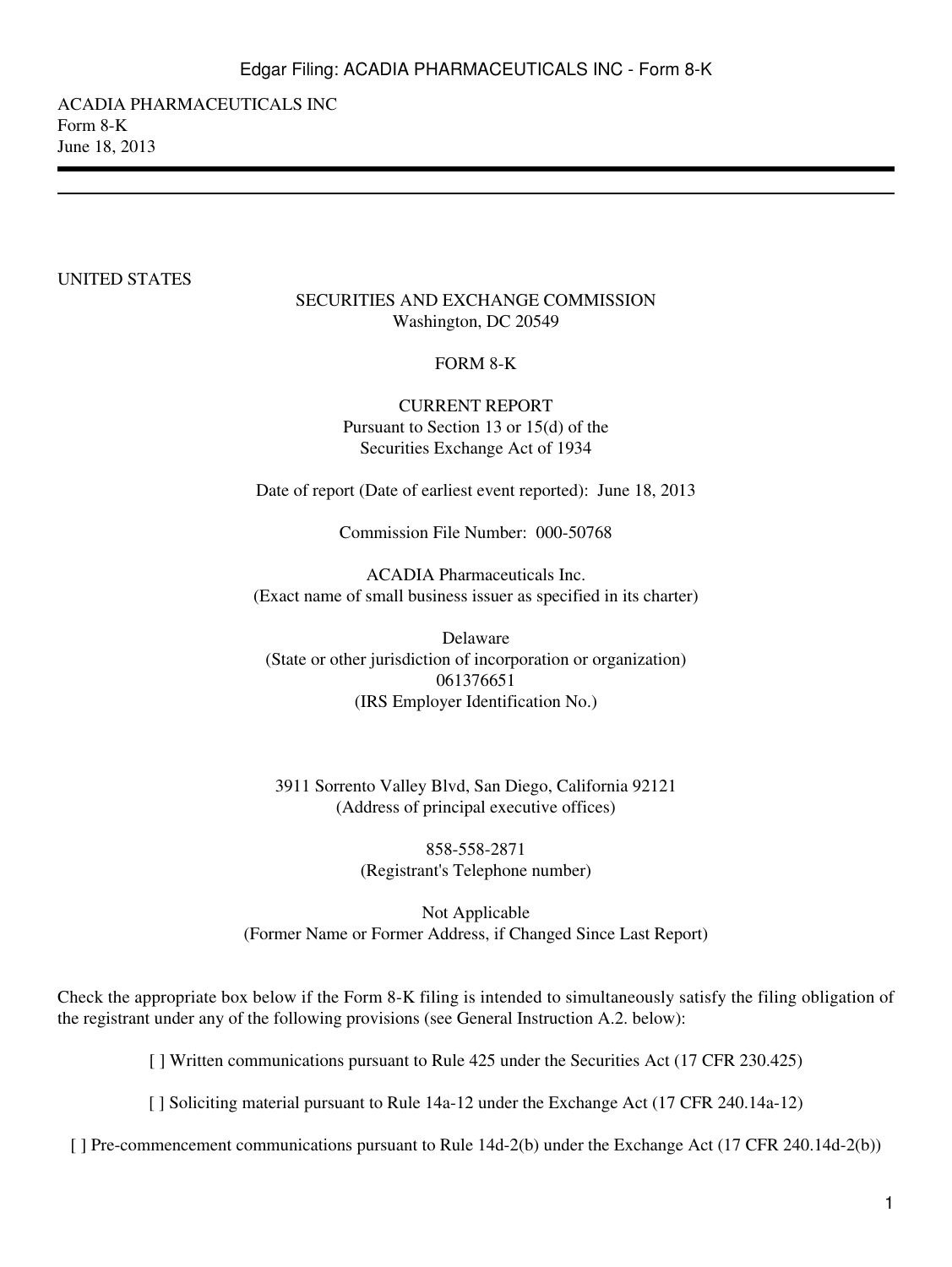ACADIA PHARMACEUTICALS INC
Form 8-K
June 18, 2013

---

UNITED STATES

SECURITIES AND EXCHANGE COMMISSION
Washington, DC 20549

FORM 8-K

CURRENT REPORT
Pursuant to Section 13 or 15(d) of the
Securities Exchange Act of 1934

Date of report (Date of earliest event reported): June 18, 2013

Commission File Number: 000-50768

ACADIA Pharmaceuticals Inc.
(Exact name of small business issuer as specified in its charter)

Delaware
(State or other jurisdiction of incorporation or organization)
061376651
(IRS Employer Identification No.)

3911 Sorrento Valley Blvd, San Diego, California 92121
(Address of principal executive offices)

858-558-2871
(Registrant's Telephone number)

Not Applicable
(Former Name or Former Address, if Changed Since Last Report)

Check the appropriate box below if the Form 8-K filing is intended to simultaneously satisfy the filing obligation of the registrant under any of the following provisions (see General Instruction A.2. below):

[ ] Written communications pursuant to Rule 425 under the Securities Act (17 CFR 230.425)

[ ] Soliciting material pursuant to Rule 14a-12 under the Exchange Act (17 CFR 240.14a-12)

[ ] Pre-commencement communications pursuant to Rule 14d-2(b) under the Exchange Act (17 CFR 240.14d-2(b))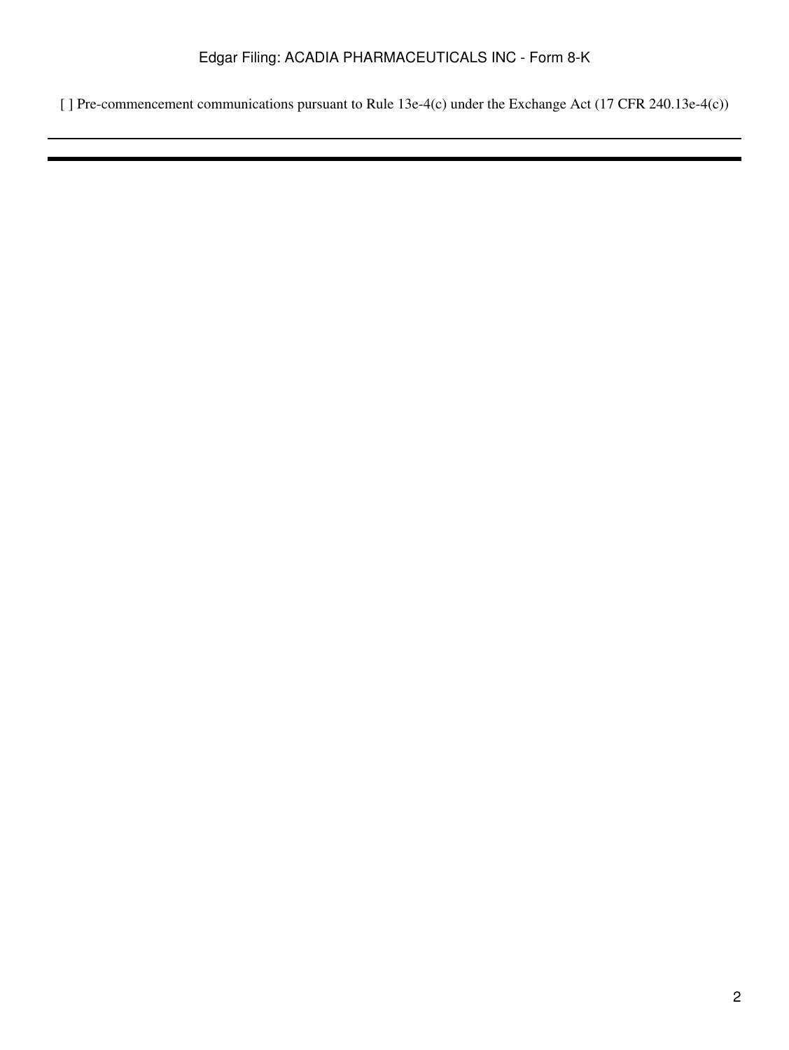[ ] Pre-commencement communications pursuant to Rule 13e-4(c) under the Exchange Act (17 CFR 240.13e-4(c))

---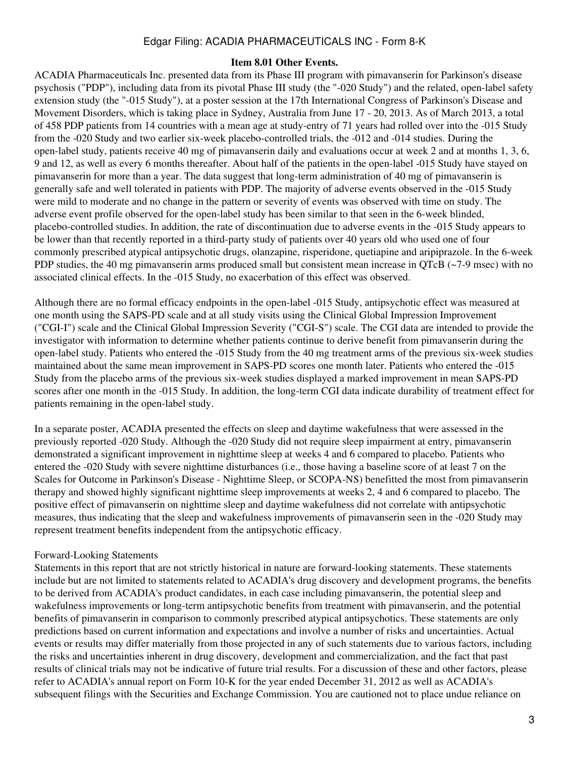### Item 8.01 Other Events.

ACADIA Pharmaceuticals Inc. presented data from its Phase III program with pimavanserin for Parkinson's disease psychosis ("PDP"), including data from its pivotal Phase III study (the "-020 Study") and the related, open-label safety extension study (the "-015 Study"), at a poster session at the 17th International Congress of Parkinson's Disease and Movement Disorders, which is taking place in Sydney, Australia from June 17 - 20, 2013. As of March 2013, a total of 458 PDP patients from 14 countries with a mean age at study-entry of 71 years had rolled over into the -015 Study from the -020 Study and two earlier six-week placebo-controlled trials, the -012 and -014 studies. During the open-label study, patients receive 40 mg of pimavanserin daily and evaluations occur at week 2 and at months 1, 3, 6, 9 and 12, as well as every 6 months thereafter. About half of the patients in the open-label -015 Study have stayed on pimavanserin for more than a year. The data suggest that long-term administration of 40 mg of pimavanserin is generally safe and well tolerated in patients with PDP. The majority of adverse events observed in the -015 Study were mild to moderate and no change in the pattern or severity of events was observed with time on study. The adverse event profile observed for the open-label study has been similar to that seen in the 6-week blinded, placebo-controlled studies. In addition, the rate of discontinuation due to adverse events in the -015 Study appears to be lower than that recently reported in a third-party study of patients over 40 years old who used one of four commonly prescribed atypical antipsychotic drugs, olanzapine, risperidone, quetiapine and aripiprazole. In the 6-week PDP studies, the 40 mg pimavanserin arms produced small but consistent mean increase in QTcB (~7-9 msec) with no associated clinical effects. In the -015 Study, no exacerbation of this effect was observed.

Although there are no formal efficacy endpoints in the open-label -015 Study, antipsychotic effect was measured at one month using the SAPS-PD scale and at all study visits using the Clinical Global Impression Improvement ("CGI-I") scale and the Clinical Global Impression Severity ("CGI-S") scale. The CGI data are intended to provide the investigator with information to determine whether patients continue to derive benefit from pimavanserin during the open-label study. Patients who entered the -015 Study from the 40 mg treatment arms of the previous six-week studies maintained about the same mean improvement in SAPS-PD scores one month later. Patients who entered the -015 Study from the placebo arms of the previous six-week studies displayed a marked improvement in mean SAPS-PD scores after one month in the -015 Study. In addition, the long-term CGI data indicate durability of treatment effect for patients remaining in the open-label study.

In a separate poster, ACADIA presented the effects on sleep and daytime wakefulness that were assessed in the previously reported -020 Study. Although the -020 Study did not require sleep impairment at entry, pimavanserin demonstrated a significant improvement in nighttime sleep at weeks 4 and 6 compared to placebo. Patients who entered the -020 Study with severe nighttime disturbances (i.e., those having a baseline score of at least 7 on the Scales for Outcome in Parkinson's Disease - Nighttime Sleep, or SCOPA-NS) benefitted the most from pimavanserin therapy and showed highly significant nighttime sleep improvements at weeks 2, 4 and 6 compared to placebo. The positive effect of pimavanserin on nighttime sleep and daytime wakefulness did not correlate with antipsychotic measures, thus indicating that the sleep and wakefulness improvements of pimavanserin seen in the -020 Study may represent treatment benefits independent from the antipsychotic efficacy.

Forward-Looking Statements

Statements in this report that are not strictly historical in nature are forward-looking statements. These statements include but are not limited to statements related to ACADIA's drug discovery and development programs, the benefits to be derived from ACADIA's product candidates, in each case including pimavanserin, the potential sleep and wakefulness improvements or long-term antipsychotic benefits from treatment with pimavanserin, and the potential benefits of pimavanserin in comparison to commonly prescribed atypical antipsychotics. These statements are only predictions based on current information and expectations and involve a number of risks and uncertainties. Actual events or results may differ materially from those projected in any of such statements due to various factors, including the risks and uncertainties inherent in drug discovery, development and commercialization, and the fact that past results of clinical trials may not be indicative of future trial results. For a discussion of these and other factors, please refer to ACADIA's annual report on Form 10-K for the year ended December 31, 2012 as well as ACADIA's subsequent filings with the Securities and Exchange Commission. You are cautioned not to place undue reliance on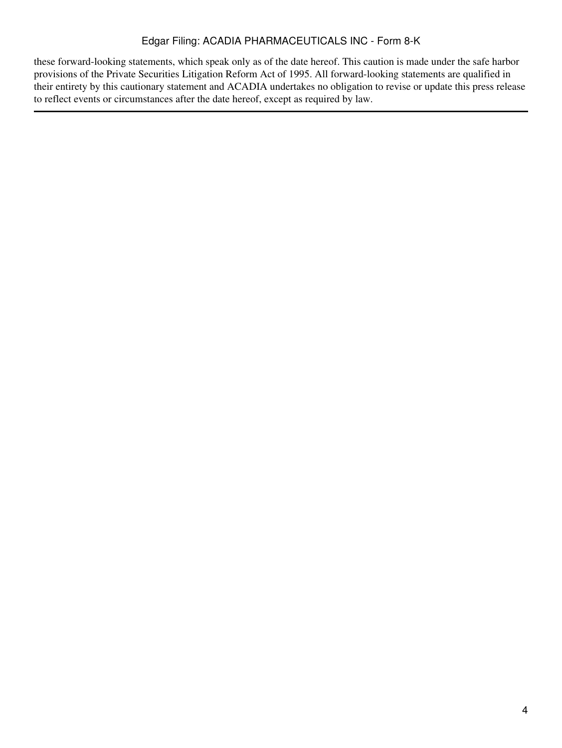these forward-looking statements, which speak only as of the date hereof. This caution is made under the safe harbor provisions of the Private Securities Litigation Reform Act of 1995. All forward-looking statements are qualified in their entirety by this cautionary statement and ACADIA undertakes no obligation to revise or update this press release to reflect events or circumstances after the date hereof, except as required by law.

---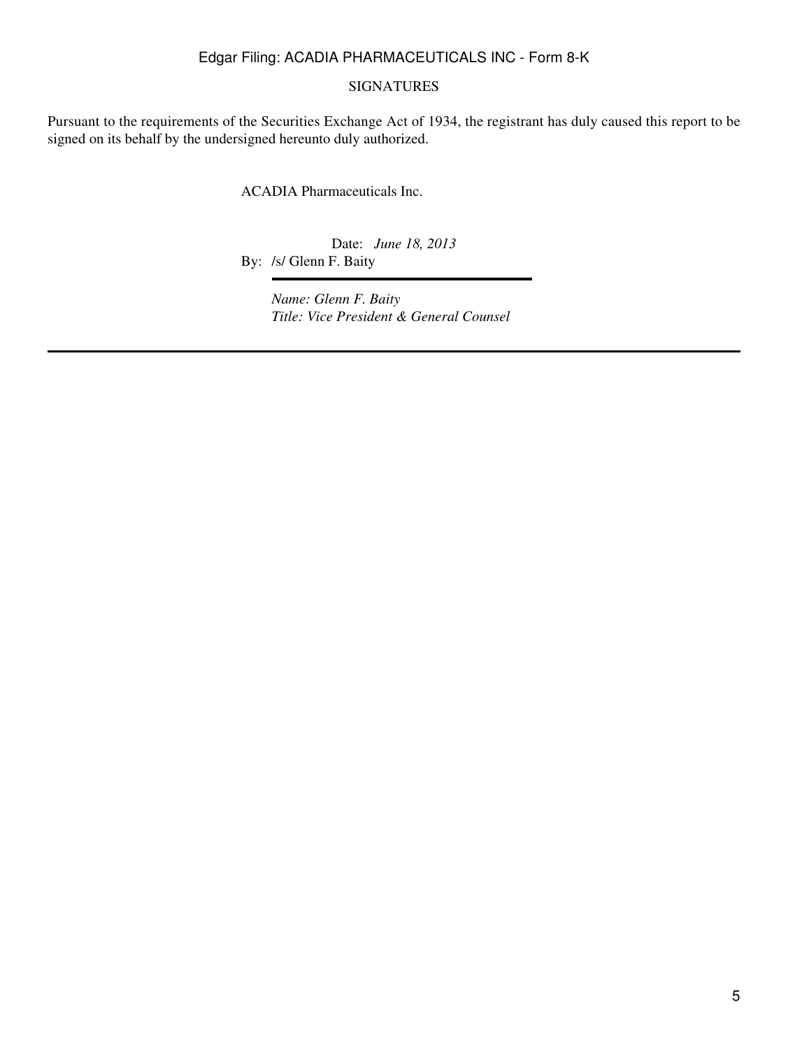SIGNATURES

Pursuant to the requirements of the Securities Exchange Act of 1934, the registrant has duly caused this report to be signed on its behalf by the undersigned hereunto duly authorized.

ACADIA Pharmaceuticals Inc.

Date: *June 18, 2013*

By: /s/ Glenn F. Baity

*Name: Glenn F. Baity*
*Title: Vice President & General Counsel*